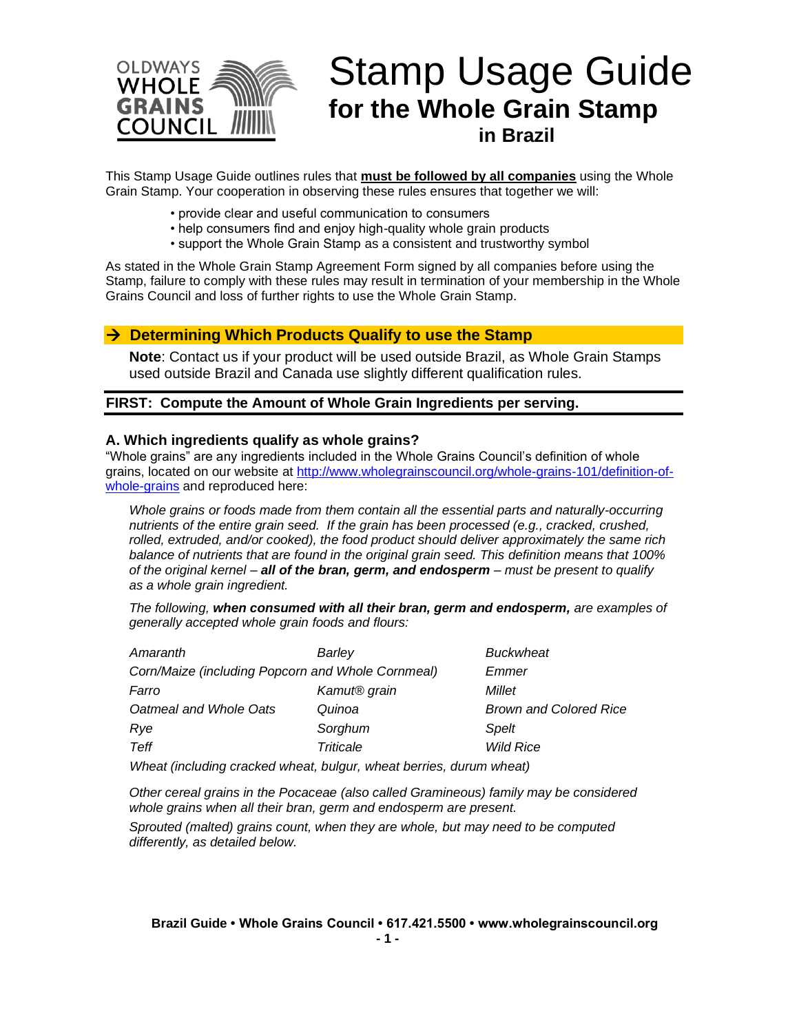OLDWAYS WHOLE GRAINS COUNCIL

# Stamp Usage Guide

## for the Whole Grain Stamp in Brazil

This Stamp Usage Guide outlines rules that **must be followed by all companies** using the Whole Grain Stamp. Your cooperation in observing these rules ensures that together we will:

- provide clear and useful communication to consumers
- help consumers find and enjoy high-quality whole grain products
- support the Whole Grain Stamp as a consistent and trustworthy symbol

As stated in the Whole Grain Stamp Agreement Form signed by all companies before using the Stamp, failure to comply with these rules may result in termination of your membership in the Whole Grains Council and loss of further rights to use the Whole Grain Stamp.

## → Determining Which Products Qualify to use the Stamp

**Note**: Contact us if your product will be used outside Brazil, as Whole Grain Stamps used outside Brazil and Canada use slightly different qualification rules.

### FIRST: Compute the Amount of Whole Grain Ingredients per serving.

#### A. Which ingredients qualify as whole grains?

"Whole grains" are any ingredients included in the Whole Grains Council's definition of whole grains, located on our website at http://www.wholegrainscouncil.org/whole-grains-101/definition-of-whole-grains and reproduced here:

*Whole grains or foods made from them contain all the essential parts and naturally-occurring nutrients of the entire grain seed. If the grain has been processed (e.g., cracked, crushed, rolled, extruded, and/or cooked), the food product should deliver approximately the same rich balance of nutrients that are found in the original grain seed. This definition means that 100% of the original kernel – **all of the bran, germ, and endosperm** – must be present to qualify as a whole grain ingredient.*

*The following, **when consumed with all their bran, germ and endosperm,** are examples of generally accepted whole grain foods and flours:*

| | | |
|---|---|---|
| *Amaranth* | *Barley* | *Buckwheat* |
| *Corn/Maize (including Popcorn and Whole Cornmeal)* | | *Emmer* |
| *Farro* | *Kamut® grain* | *Millet* |
| *Oatmeal and Whole Oats* | *Quinoa* | *Brown and Colored Rice* |
| *Rye* | *Sorghum* | *Spelt* |
| *Teff* | *Triticale* | *Wild Rice* |
| *Wheat (including cracked wheat, bulgur, wheat berries, durum wheat)* | | |

*Other cereal grains in the Pocaceae (also called Gramineous) family may be considered whole grains when all their bran, germ and endosperm are present.*

*Sprouted (malted) grains count, when they are whole, but may need to be computed differently, as detailed below.*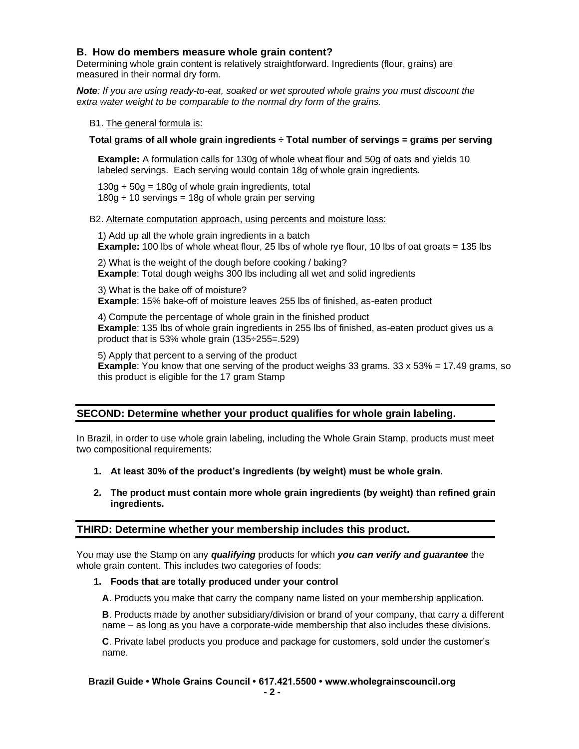### B. How do members measure whole grain content?

Determining whole grain content is relatively straightforward. Ingredients (flour, grains) are measured in their normal dry form.

***Note**: If you are using ready-to-eat, soaked or wet sprouted whole grains you must discount the extra water weight to be comparable to the normal dry form of the grains.*

B1. The general formula is:

**Total grams of all whole grain ingredients ÷ Total number of servings = grams per serving**

**Example:** A formulation calls for 130g of whole wheat flour and 50g of oats and yields 10 labeled servings. Each serving would contain 18g of whole grain ingredients.

130g + 50g = 180g of whole grain ingredients, total
180g ÷ 10 servings = 18g of whole grain per serving

B2. Alternate computation approach, using percents and moisture loss:

1) Add up all the whole grain ingredients in a batch
**Example:** 100 lbs of whole wheat flour, 25 lbs of whole rye flour, 10 lbs of oat groats = 135 lbs

2) What is the weight of the dough before cooking / baking?
**Example**: Total dough weighs 300 lbs including all wet and solid ingredients

3) What is the bake off of moisture?
**Example**: 15% bake-off of moisture leaves 255 lbs of finished, as-eaten product

4) Compute the percentage of whole grain in the finished product
**Example**: 135 lbs of whole grain ingredients in 255 lbs of finished, as-eaten product gives us a product that is 53% whole grain (135÷255=.529)

5) Apply that percent to a serving of the product
**Example**: You know that one serving of the product weighs 33 grams. 33 x 53% = 17.49 grams, so this product is eligible for the 17 gram Stamp

## SECOND: Determine whether your product qualifies for whole grain labeling.

In Brazil, in order to use whole grain labeling, including the Whole Grain Stamp, products must meet two compositional requirements:

1. **At least 30% of the product's ingredients (by weight) must be whole grain.**
2. **The product must contain more whole grain ingredients (by weight) than refined grain ingredients.**

## THIRD: Determine whether your membership includes this product.

You may use the Stamp on any ***qualifying*** products for which ***you can verify and guarantee*** the whole grain content. This includes two categories of foods:

1. **Foods that are totally produced under your control**

   **A**. Products you make that carry the company name listed on your membership application.

   **B**. Products made by another subsidiary/division or brand of your company, that carry a different name – as long as you have a corporate-wide membership that also includes these divisions.

   **C**. Private label products you produce and package for customers, sold under the customer's name.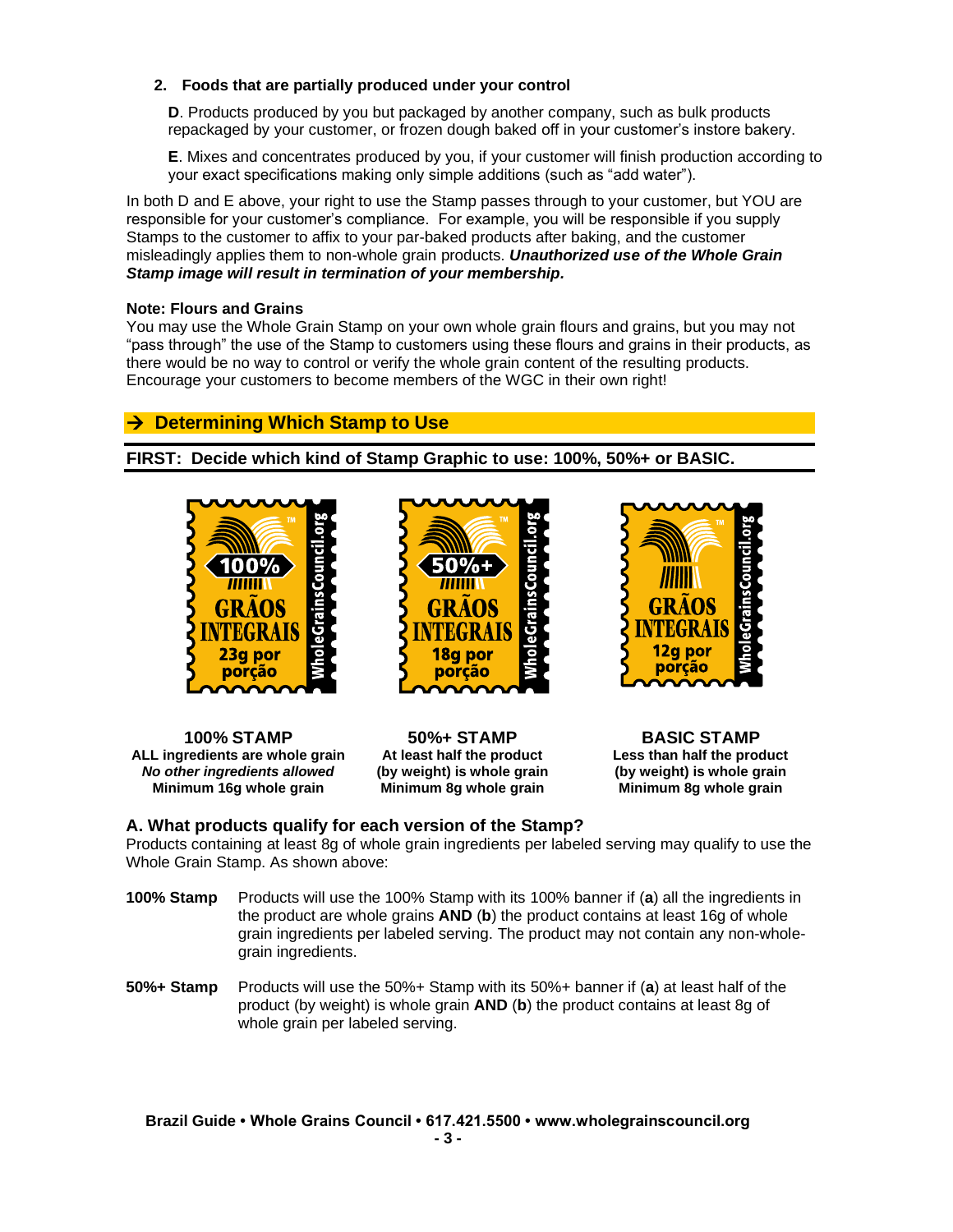### 2. Foods that are partially produced under your control

**D**. Products produced by you but packaged by another company, such as bulk products repackaged by your customer, or frozen dough baked off in your customer's instore bakery.

**E**. Mixes and concentrates produced by you, if your customer will finish production according to your exact specifications making only simple additions (such as "add water").

In both D and E above, your right to use the Stamp passes through to your customer, but YOU are responsible for your customer's compliance. For example, you will be responsible if you supply Stamps to the customer to affix to your par-baked products after baking, and the customer misleadingly applies them to non-whole grain products. ***Unauthorized use of the Whole Grain Stamp image will result in termination of your membership.***

**Note: Flours and Grains**
You may use the Whole Grain Stamp on your own whole grain flours and grains, but you may not "pass through" the use of the Stamp to customers using these flours and grains in their products, as there would be no way to control or verify the whole grain content of the resulting products. Encourage your customers to become members of the WGC in their own right!

## → Determining Which Stamp to Use

**FIRST: Decide which kind of Stamp Graphic to use: 100%, 50%+ or BASIC.**

100% GRÃOS INTEGRAIS 23g por porção — WholeGrainsCouncil.org

50%+ GRÃOS INTEGRAIS 18g por porção — WholeGrainsCouncil.org

GRÃOS INTEGRAIS 12g por porção — WholeGrainsCouncil.org

| 100% STAMP | 50%+ STAMP | BASIC STAMP |
|---|---|---|
| ALL ingredients are whole grain | At least half the product | Less than half the product |
| *No other ingredients allowed* | (by weight) is whole grain | (by weight) is whole grain |
| Minimum 16g whole grain | Minimum 8g whole grain | Minimum 8g whole grain |

### A. What products qualify for each version of the Stamp?

Products containing at least 8g of whole grain ingredients per labeled serving may qualify to use the Whole Grain Stamp. As shown above:

**100% Stamp** Products will use the 100% Stamp with its 100% banner if (**a**) all the ingredients in the product are whole grains **AND** (**b**) the product contains at least 16g of whole grain ingredients per labeled serving. The product may not contain any non-whole-grain ingredients.

**50%+ Stamp** Products will use the 50%+ Stamp with its 50%+ banner if (**a**) at least half of the product (by weight) is whole grain **AND** (**b**) the product contains at least 8g of whole grain per labeled serving.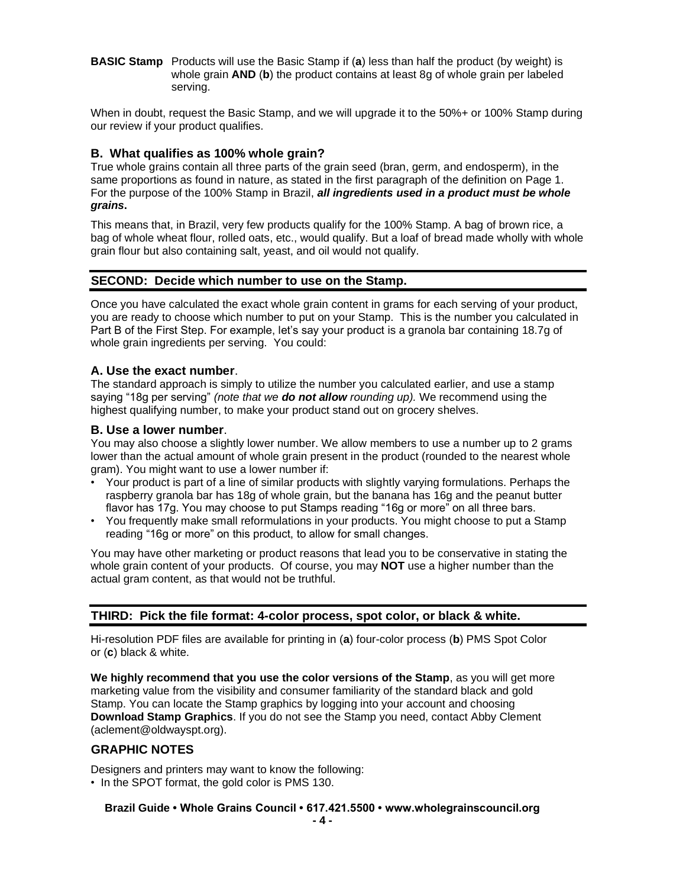**BASIC Stamp** Products will use the Basic Stamp if (**a**) less than half the product (by weight) is whole grain **AND** (**b**) the product contains at least 8g of whole grain per labeled serving.

When in doubt, request the Basic Stamp, and we will upgrade it to the 50%+ or 100% Stamp during our review if your product qualifies.

### B. What qualifies as 100% whole grain?

True whole grains contain all three parts of the grain seed (bran, germ, and endosperm), in the same proportions as found in nature, as stated in the first paragraph of the definition on Page 1. For the purpose of the 100% Stamp in Brazil, ***all ingredients used in a product must be whole grains*.**

This means that, in Brazil, very few products qualify for the 100% Stamp. A bag of brown rice, a bag of whole wheat flour, rolled oats, etc., would qualify. But a loaf of bread made wholly with whole grain flour but also containing salt, yeast, and oil would not qualify.

## SECOND: Decide which number to use on the Stamp.

Once you have calculated the exact whole grain content in grams for each serving of your product, you are ready to choose which number to put on your Stamp. This is the number you calculated in Part B of the First Step. For example, let's say your product is a granola bar containing 18.7g of whole grain ingredients per serving. You could:

### A. Use the exact number.

The standard approach is simply to utilize the number you calculated earlier, and use a stamp saying "18g per serving" *(note that we **do not allow** rounding up).* We recommend using the highest qualifying number, to make your product stand out on grocery shelves.

### B. Use a lower number.

You may also choose a slightly lower number. We allow members to use a number up to 2 grams lower than the actual amount of whole grain present in the product (rounded to the nearest whole gram). You might want to use a lower number if:

- Your product is part of a line of similar products with slightly varying formulations. Perhaps the raspberry granola bar has 18g of whole grain, but the banana has 16g and the peanut butter flavor has 17g. You may choose to put Stamps reading "16g or more" on all three bars.
- You frequently make small reformulations in your products. You might choose to put a Stamp reading "16g or more" on this product, to allow for small changes.

You may have other marketing or product reasons that lead you to be conservative in stating the whole grain content of your products. Of course, you may **NOT** use a higher number than the actual gram content, as that would not be truthful.

## THIRD: Pick the file format: 4-color process, spot color, or black & white.

Hi-resolution PDF files are available for printing in (**a**) four-color process (**b**) PMS Spot Color or (**c**) black & white.

**We highly recommend that you use the color versions of the Stamp**, as you will get more marketing value from the visibility and consumer familiarity of the standard black and gold Stamp. You can locate the Stamp graphics by logging into your account and choosing **Download Stamp Graphics**. If you do not see the Stamp you need, contact Abby Clement (aclement@oldwayspt.org).

## GRAPHIC NOTES

Designers and printers may want to know the following:

- In the SPOT format, the gold color is PMS 130.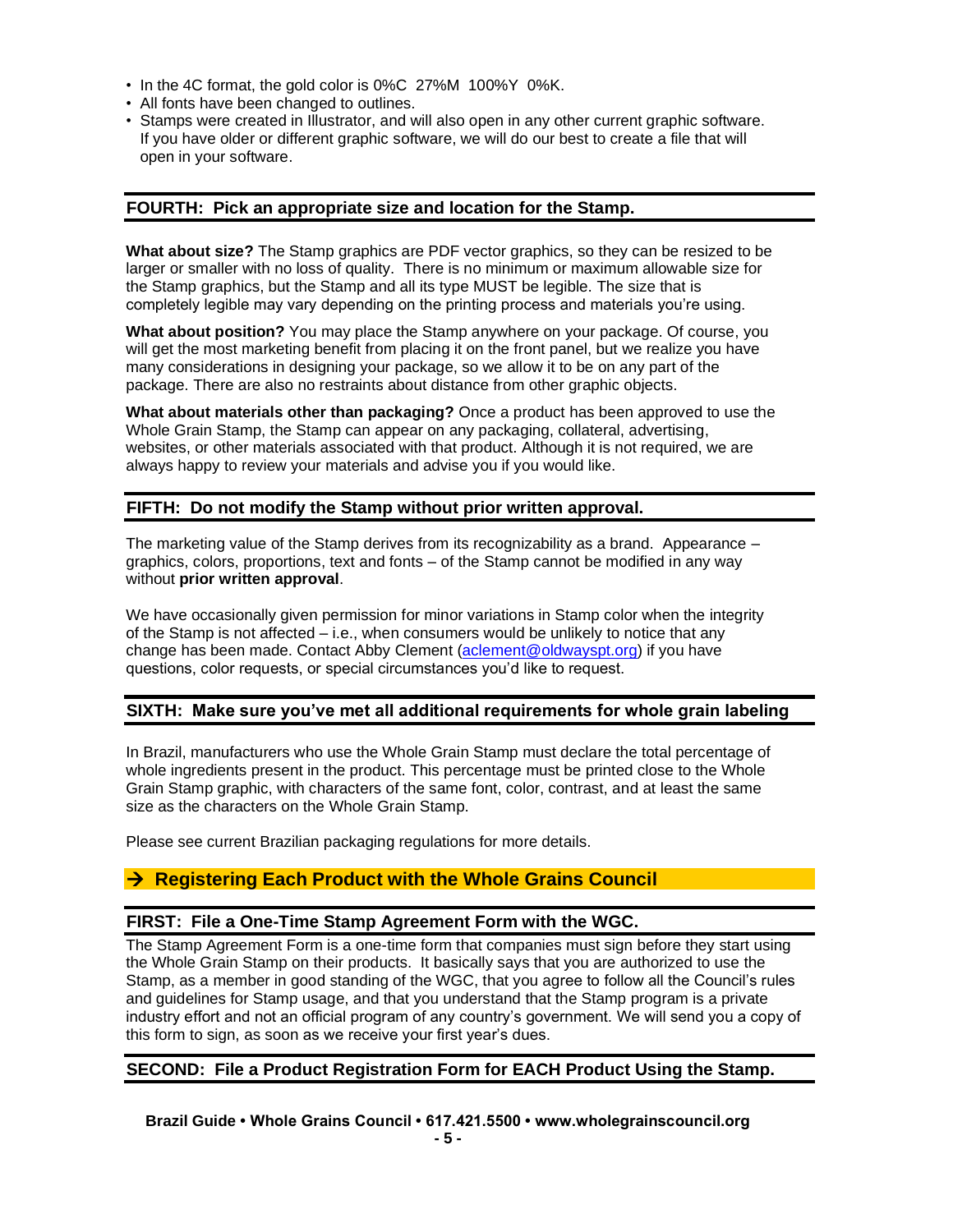- In the 4C format, the gold color is 0%C 27%M 100%Y 0%K.
- All fonts have been changed to outlines.
- Stamps were created in Illustrator, and will also open in any other current graphic software. If you have older or different graphic software, we will do our best to create a file that will open in your software.

## FOURTH: Pick an appropriate size and location for the Stamp.

**What about size?** The Stamp graphics are PDF vector graphics, so they can be resized to be larger or smaller with no loss of quality. There is no minimum or maximum allowable size for the Stamp graphics, but the Stamp and all its type MUST be legible. The size that is completely legible may vary depending on the printing process and materials you're using.

**What about position?** You may place the Stamp anywhere on your package. Of course, you will get the most marketing benefit from placing it on the front panel, but we realize you have many considerations in designing your package, so we allow it to be on any part of the package. There are also no restraints about distance from other graphic objects.

**What about materials other than packaging?** Once a product has been approved to use the Whole Grain Stamp, the Stamp can appear on any packaging, collateral, advertising, websites, or other materials associated with that product. Although it is not required, we are always happy to review your materials and advise you if you would like.

## FIFTH: Do not modify the Stamp without prior written approval.

The marketing value of the Stamp derives from its recognizability as a brand. Appearance – graphics, colors, proportions, text and fonts – of the Stamp cannot be modified in any way without **prior written approval**.

We have occasionally given permission for minor variations in Stamp color when the integrity of the Stamp is not affected – i.e., when consumers would be unlikely to notice that any change has been made. Contact Abby Clement (aclement@oldwayspt.org) if you have questions, color requests, or special circumstances you'd like to request.

## SIXTH: Make sure you've met all additional requirements for whole grain labeling

In Brazil, manufacturers who use the Whole Grain Stamp must declare the total percentage of whole ingredients present in the product. This percentage must be printed close to the Whole Grain Stamp graphic, with characters of the same font, color, contrast, and at least the same size as the characters on the Whole Grain Stamp.

Please see current Brazilian packaging regulations for more details.

# → Registering Each Product with the Whole Grains Council

## FIRST: File a One-Time Stamp Agreement Form with the WGC.

The Stamp Agreement Form is a one-time form that companies must sign before they start using the Whole Grain Stamp on their products. It basically says that you are authorized to use the Stamp, as a member in good standing of the WGC, that you agree to follow all the Council's rules and guidelines for Stamp usage, and that you understand that the Stamp program is a private industry effort and not an official program of any country's government. We will send you a copy of this form to sign, as soon as we receive your first year's dues.

## SECOND: File a Product Registration Form for EACH Product Using the Stamp.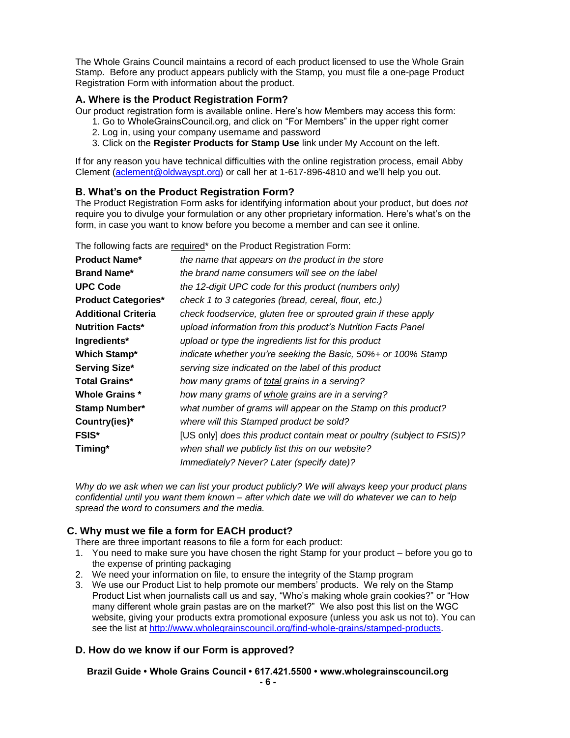The Whole Grains Council maintains a record of each product licensed to use the Whole Grain Stamp. Before any product appears publicly with the Stamp, you must file a one-page Product Registration Form with information about the product.

### A. Where is the Product Registration Form?

Our product registration form is available online. Here's how Members may access this form:

1. Go to WholeGrainsCouncil.org, and click on "For Members" in the upper right corner
2. Log in, using your company username and password
3. Click on the **Register Products for Stamp Use** link under My Account on the left.

If for any reason you have technical difficulties with the online registration process, email Abby Clement (aclement@oldwayspt.org) or call her at 1-617-896-4810 and we'll help you out.

### B. What's on the Product Registration Form?

The Product Registration Form asks for identifying information about your product, but does *not* require you to divulge your formulation or any other proprietary information. Here's what's on the form, in case you want to know before you become a member and can see it online.

The following facts are required* on the Product Registration Form:

| | |
|---|---|
| **Product Name*** | *the name that appears on the product in the store* |
| **Brand Name*** | *the brand name consumers will see on the label* |
| **UPC Code** | *the 12-digit UPC code for this product (numbers only)* |
| **Product Categories*** | *check 1 to 3 categories (bread, cereal, flour, etc.)* |
| **Additional Criteria** | *check foodservice, gluten free or sprouted grain if these apply* |
| **Nutrition Facts*** | *upload information from this product's Nutrition Facts Panel* |
| **Ingredients*** | *upload or type the ingredients list for this product* |
| **Which Stamp*** | *indicate whether you're seeking the Basic, 50%+ or 100% Stamp* |
| **Serving Size*** | *serving size indicated on the label of this product* |
| **Total Grains*** | *how many grams of total grains in a serving?* |
| **Whole Grains *** | *how many grams of whole grains are in a serving?* |
| **Stamp Number*** | *what number of grams will appear on the Stamp on this product?* |
| **Country(ies)*** | *where will this Stamped product be sold?* |
| **FSIS*** | [US only] *does this product contain meat or poultry (subject to FSIS)?* |
| **Timing*** | *when shall we publicly list this on our website? Immediately? Never? Later (specify date)?* |

*Why do we ask when we can list your product publicly? We will always keep your product plans confidential until you want them known – after which date we will do whatever we can to help spread the word to consumers and the media.*

### C. Why must we file a form for EACH product?

There are three important reasons to file a form for each product:

1. You need to make sure you have chosen the right Stamp for your product – before you go to the expense of printing packaging
2. We need your information on file, to ensure the integrity of the Stamp program
3. We use our Product List to help promote our members' products. We rely on the Stamp Product List when journalists call us and say, "Who's making whole grain cookies?" or "How many different whole grain pastas are on the market?" We also post this list on the WGC website, giving your products extra promotional exposure (unless you ask us not to). You can see the list at http://www.wholegrainscouncil.org/find-whole-grains/stamped-products.

### D. How do we know if our Form is approved?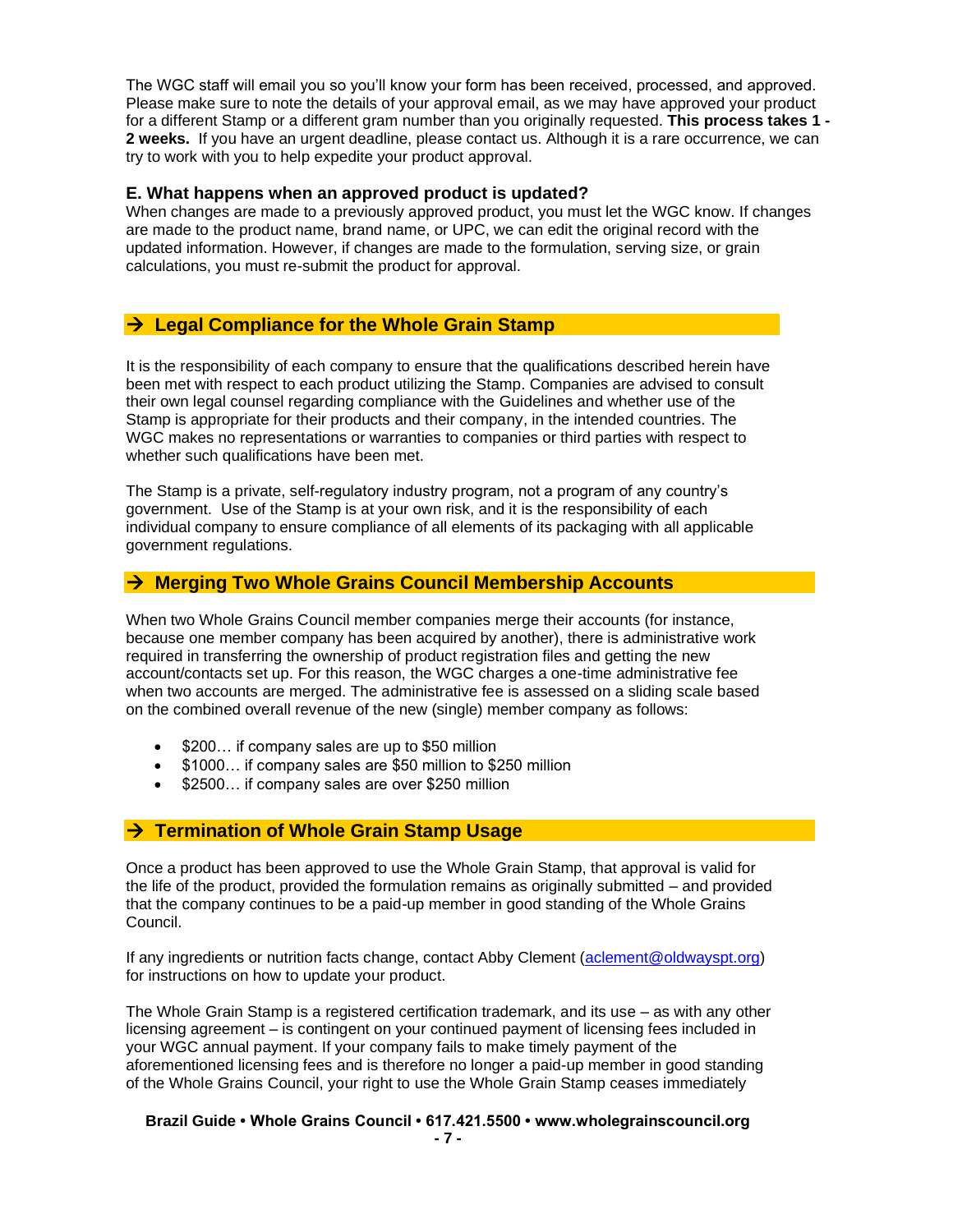The WGC staff will email you so you'll know your form has been received, processed, and approved. Please make sure to note the details of your approval email, as we may have approved your product for a different Stamp or a different gram number than you originally requested. **This process takes 1 - 2 weeks.** If you have an urgent deadline, please contact us. Although it is a rare occurrence, we can try to work with you to help expedite your product approval.

### E. What happens when an approved product is updated?

When changes are made to a previously approved product, you must let the WGC know. If changes are made to the product name, brand name, or UPC, we can edit the original record with the updated information. However, if changes are made to the formulation, serving size, or grain calculations, you must re-submit the product for approval.

## → Legal Compliance for the Whole Grain Stamp

It is the responsibility of each company to ensure that the qualifications described herein have been met with respect to each product utilizing the Stamp. Companies are advised to consult their own legal counsel regarding compliance with the Guidelines and whether use of the Stamp is appropriate for their products and their company, in the intended countries. The WGC makes no representations or warranties to companies or third parties with respect to whether such qualifications have been met.

The Stamp is a private, self-regulatory industry program, not a program of any country's government. Use of the Stamp is at your own risk, and it is the responsibility of each individual company to ensure compliance of all elements of its packaging with all applicable government regulations.

## → Merging Two Whole Grains Council Membership Accounts

When two Whole Grains Council member companies merge their accounts (for instance, because one member company has been acquired by another), there is administrative work required in transferring the ownership of product registration files and getting the new account/contacts set up. For this reason, the WGC charges a one-time administrative fee when two accounts are merged. The administrative fee is assessed on a sliding scale based on the combined overall revenue of the new (single) member company as follows:

- $200… if company sales are up to $50 million
- $1000… if company sales are $50 million to $250 million
- $2500… if company sales are over $250 million

## → Termination of Whole Grain Stamp Usage

Once a product has been approved to use the Whole Grain Stamp, that approval is valid for the life of the product, provided the formulation remains as originally submitted – and provided that the company continues to be a paid-up member in good standing of the Whole Grains Council.

If any ingredients or nutrition facts change, contact Abby Clement (aclement@oldwayspt.org) for instructions on how to update your product.

The Whole Grain Stamp is a registered certification trademark, and its use – as with any other licensing agreement – is contingent on your continued payment of licensing fees included in your WGC annual payment. If your company fails to make timely payment of the aforementioned licensing fees and is therefore no longer a paid-up member in good standing of the Whole Grains Council, your right to use the Whole Grain Stamp ceases immediately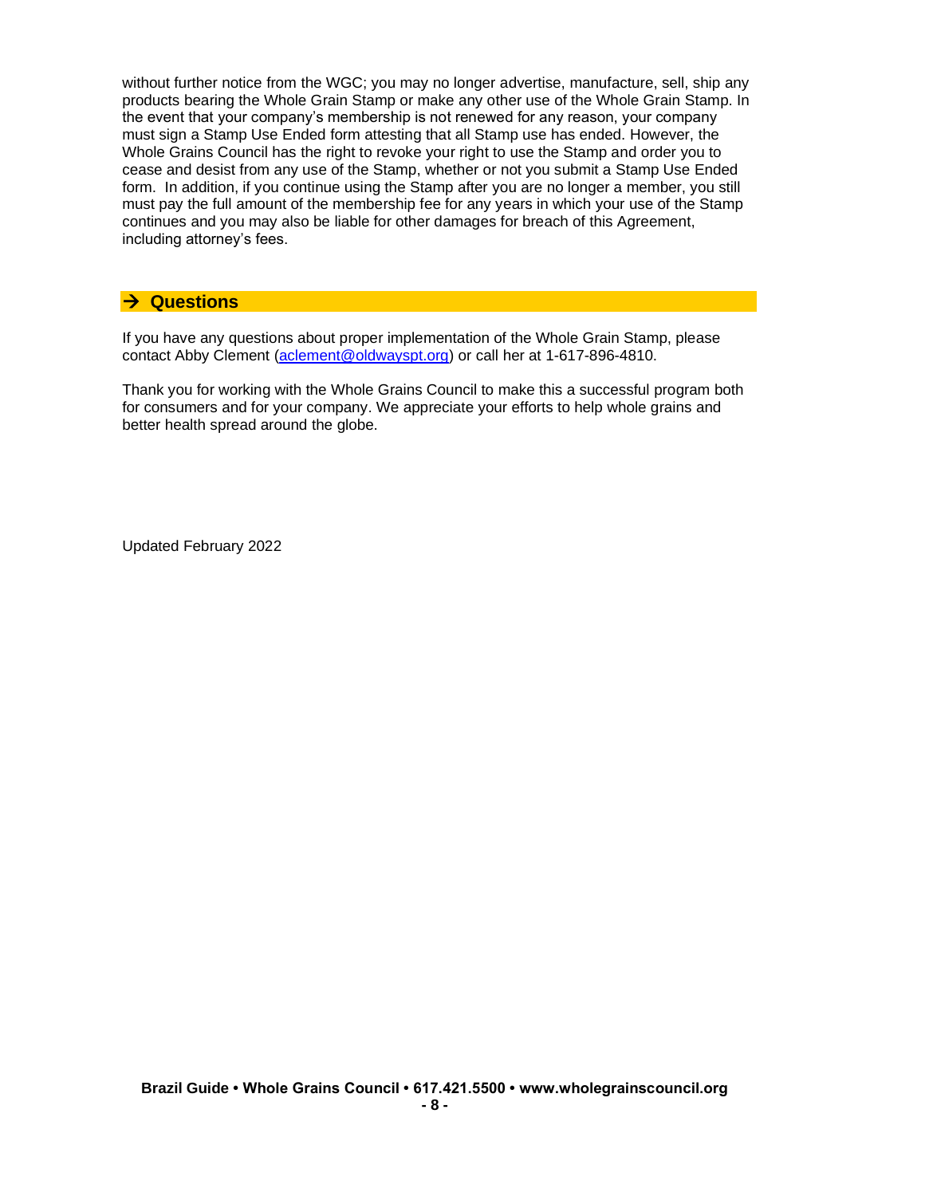without further notice from the WGC; you may no longer advertise, manufacture, sell, ship any products bearing the Whole Grain Stamp or make any other use of the Whole Grain Stamp. In the event that your company's membership is not renewed for any reason, your company must sign a Stamp Use Ended form attesting that all Stamp use has ended. However, the Whole Grains Council has the right to revoke your right to use the Stamp and order you to cease and desist from any use of the Stamp, whether or not you submit a Stamp Use Ended form. In addition, if you continue using the Stamp after you are no longer a member, you still must pay the full amount of the membership fee for any years in which your use of the Stamp continues and you may also be liable for other damages for breach of this Agreement, including attorney's fees.

## → Questions

If you have any questions about proper implementation of the Whole Grain Stamp, please contact Abby Clement (aclement@oldwayspt.org) or call her at 1-617-896-4810.

Thank you for working with the Whole Grains Council to make this a successful program both for consumers and for your company. We appreciate your efforts to help whole grains and better health spread around the globe.

Updated February 2022